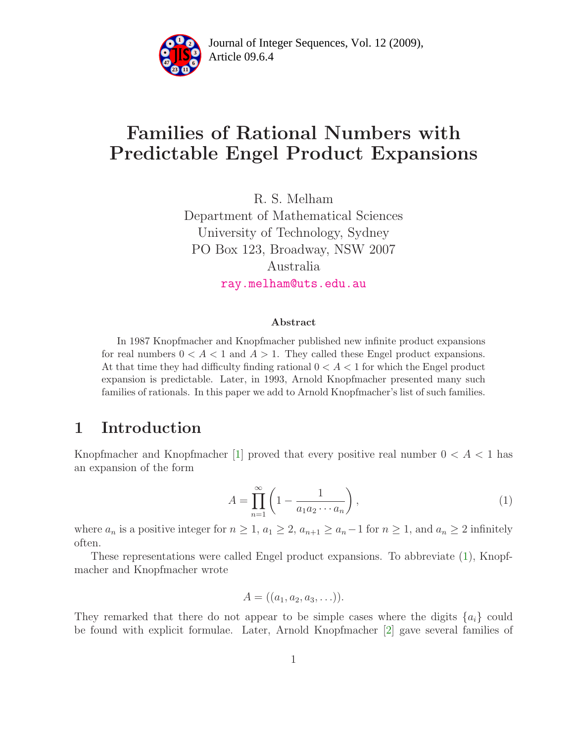# Families of Rational Numbers with Predictable Engel Product Expansions

R. S. Melham
Department of Mathematical Sciences
University of Technology, Sydney
PO Box 123, Broadway, NSW 2007
Australia
ray.melham@uts.edu.au

### Abstract

In 1987 Knopfmacher and Knopfmacher published new infinite product expansions for real numbers $0 < A < 1$ and $A > 1$. They called these Engel product expansions. At that time they had difficulty finding rational $0 < A < 1$ for which the Engel product expansion is predictable. Later, in 1993, Arnold Knopfmacher presented many such families of rationals. In this paper we add to Arnold Knopfmacher's list of such families.

## 1 Introduction

Knopfmacher and Knopfmacher [1] proved that every positive real number $0 < A < 1$ has an expansion of the form

$$A = \prod_{n=1}^{\infty} \left(1 - \frac{1}{a_1 a_2 \cdots a_n}\right), \tag{1}$$

where $a_n$ is a positive integer for $n \geq 1$, $a_1 \geq 2$, $a_{n+1} \geq a_n - 1$ for $n \geq 1$, and $a_n \geq 2$ infinitely often.

These representations were called Engel product expansions. To abbreviate (1), Knopfmacher and Knopfmacher wrote

$$A = ((a_1, a_2, a_3, \ldots)).$$

They remarked that there do not appear to be simple cases where the digits $\{a_i\}$ could be found with explicit formulae. Later, Arnold Knopfmacher [2] gave several families of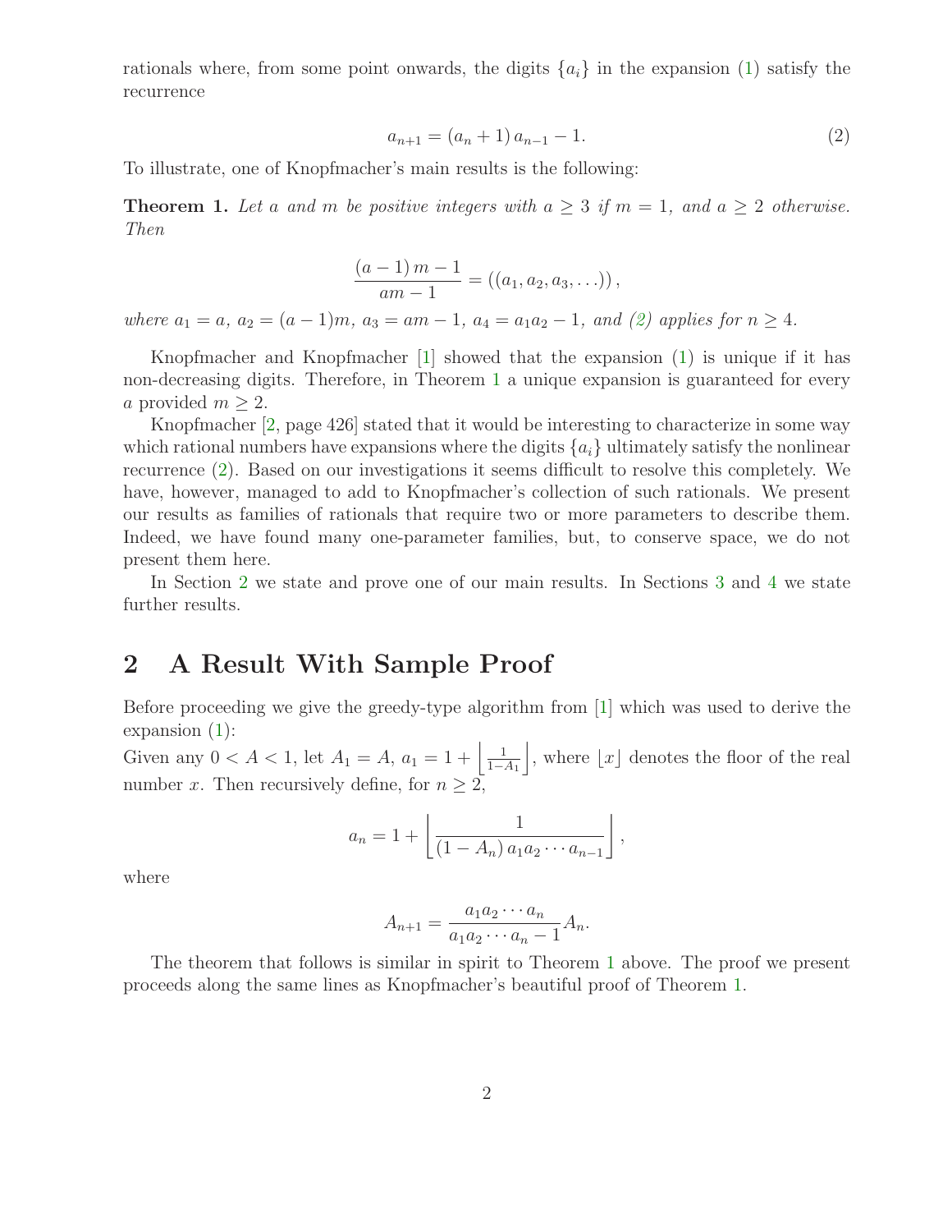rationals where, from some point onwards, the digits $\{a_i\}$ in the expansion (1) satisfy the recurrence

$$a_{n+1} = (a_n + 1)\, a_{n-1} - 1. \tag{2}$$

To illustrate, one of Knopfmacher's main results is the following:

**Theorem 1.** *Let $a$ and $m$ be positive integers with $a \geq 3$ if $m = 1$, and $a \geq 2$ otherwise. Then*

$$\frac{(a-1)\, m - 1}{am - 1} = ((a_1, a_2, a_3, \ldots)),$$

*where $a_1 = a$, $a_2 = (a-1)m$, $a_3 = am - 1$, $a_4 = a_1 a_2 - 1$, and (2) applies for $n \geq 4$.*

Knopfmacher and Knopfmacher [1] showed that the expansion (1) is unique if it has non-decreasing digits. Therefore, in Theorem 1 a unique expansion is guaranteed for every $a$ provided $m \geq 2$.

Knopfmacher [2, page 426] stated that it would be interesting to characterize in some way which rational numbers have expansions where the digits $\{a_i\}$ ultimately satisfy the nonlinear recurrence (2). Based on our investigations it seems difficult to resolve this completely. We have, however, managed to add to Knopfmacher's collection of such rationals. We present our results as families of rationals that require two or more parameters to describe them. Indeed, we have found many one-parameter families, but, to conserve space, we do not present them here.

In Section 2 we state and prove one of our main results. In Sections 3 and 4 we state further results.

## 2 A Result With Sample Proof

Before proceeding we give the greedy-type algorithm from [1] which was used to derive the expansion (1):

Given any $0 < A < 1$, let $A_1 = A$, $a_1 = 1 + \left\lfloor \frac{1}{1-A_1} \right\rfloor$, where $\lfloor x \rfloor$ denotes the floor of the real number $x$. Then recursively define, for $n \geq 2$,

$$a_n = 1 + \left\lfloor \frac{1}{(1 - A_n)\, a_1 a_2 \cdots a_{n-1}} \right\rfloor,$$

where

$$A_{n+1} = \frac{a_1 a_2 \cdots a_n}{a_1 a_2 \cdots a_n - 1} A_n.$$

The theorem that follows is similar in spirit to Theorem 1 above. The proof we present proceeds along the same lines as Knopfmacher's beautiful proof of Theorem 1.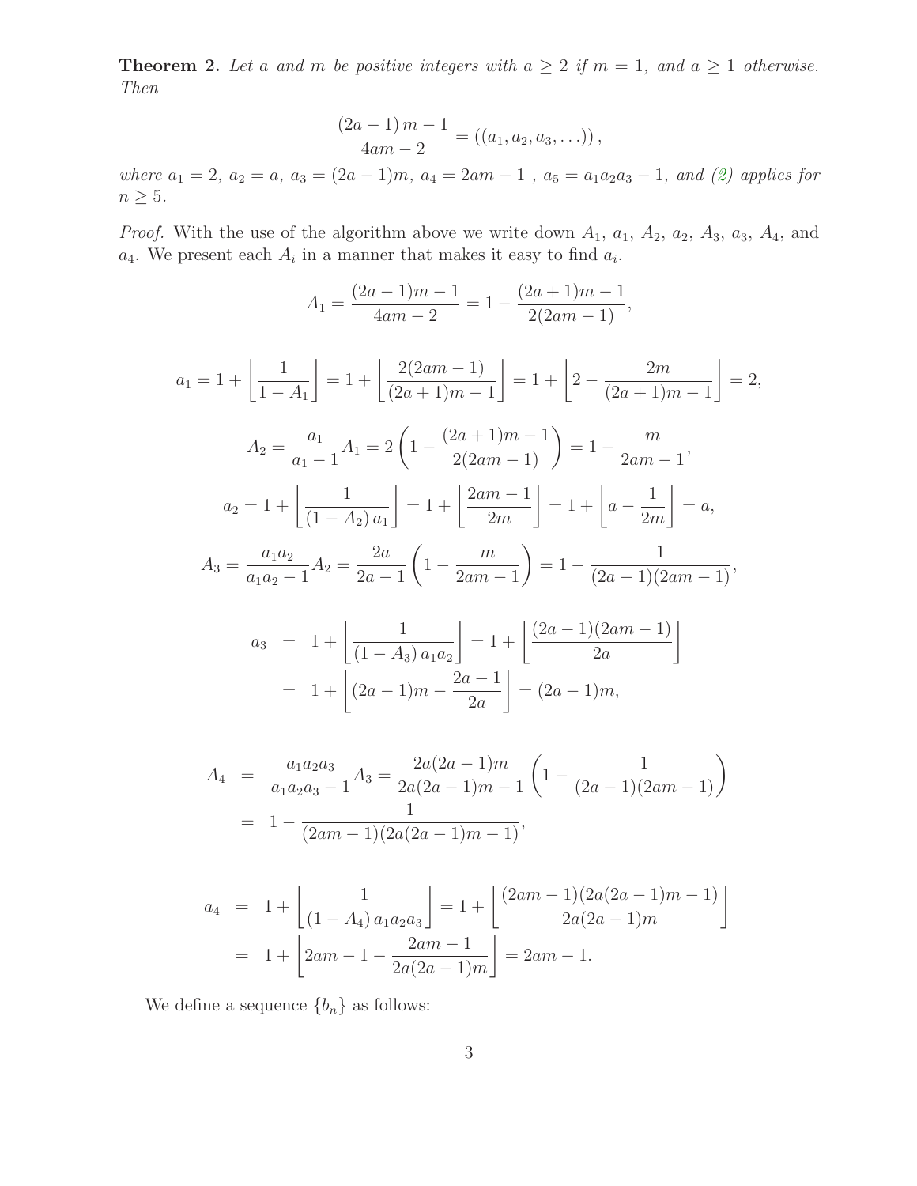**Theorem 2.** *Let $a$ and $m$ be positive integers with $a \geq 2$ if $m = 1$, and $a \geq 1$ otherwise. Then*

$$\frac{(2a-1)\,m-1}{4am-2} = ((a_1, a_2, a_3, \ldots)),$$

*where $a_1 = 2$, $a_2 = a$, $a_3 = (2a-1)m$, $a_4 = 2am-1$ , $a_5 = a_1a_2a_3 - 1$, and (2) applies for $n \geq 5$.*

*Proof.* With the use of the algorithm above we write down $A_1$, $a_1$, $A_2$, $a_2$, $A_3$, $a_3$, $A_4$, and $a_4$. We present each $A_i$ in a manner that makes it easy to find $a_i$.

$$A_1 = \frac{(2a-1)m-1}{4am-2} = 1 - \frac{(2a+1)m-1}{2(2am-1)},$$

$$a_1 = 1 + \left\lfloor \frac{1}{1-A_1} \right\rfloor = 1 + \left\lfloor \frac{2(2am-1)}{(2a+1)m-1} \right\rfloor = 1 + \left\lfloor 2 - \frac{2m}{(2a+1)m-1} \right\rfloor = 2,$$

$$A_2 = \frac{a_1}{a_1-1}A_1 = 2\left(1 - \frac{(2a+1)m-1}{2(2am-1)}\right) = 1 - \frac{m}{2am-1},$$

$$a_2 = 1 + \left\lfloor \frac{1}{(1-A_2)\,a_1} \right\rfloor = 1 + \left\lfloor \frac{2am-1}{2m} \right\rfloor = 1 + \left\lfloor a - \frac{1}{2m} \right\rfloor = a,$$

$$A_3 = \frac{a_1a_2}{a_1a_2-1}A_2 = \frac{2a}{2a-1}\left(1 - \frac{m}{2am-1}\right) = 1 - \frac{1}{(2a-1)(2am-1)},$$

$$\begin{aligned} a_3 &= 1 + \left\lfloor \frac{1}{(1-A_3)\,a_1a_2} \right\rfloor = 1 + \left\lfloor \frac{(2a-1)(2am-1)}{2a} \right\rfloor \\ &= 1 + \left\lfloor (2a-1)m - \frac{2a-1}{2a} \right\rfloor = (2a-1)m, \end{aligned}$$

$$\begin{aligned} A_4 &= \frac{a_1a_2a_3}{a_1a_2a_3-1}A_3 = \frac{2a(2a-1)m}{2a(2a-1)m-1}\left(1 - \frac{1}{(2a-1)(2am-1)}\right) \\ &= 1 - \frac{1}{(2am-1)(2a(2a-1)m-1)}, \end{aligned}$$

$$\begin{aligned} a_4 &= 1 + \left\lfloor \frac{1}{(1-A_4)\,a_1a_2a_3} \right\rfloor = 1 + \left\lfloor \frac{(2am-1)(2a(2a-1)m-1)}{2a(2a-1)m} \right\rfloor \\ &= 1 + \left\lfloor 2am - 1 - \frac{2am-1}{2a(2a-1)m} \right\rfloor = 2am-1. \end{aligned}$$

We define a sequence $\{b_n\}$ as follows: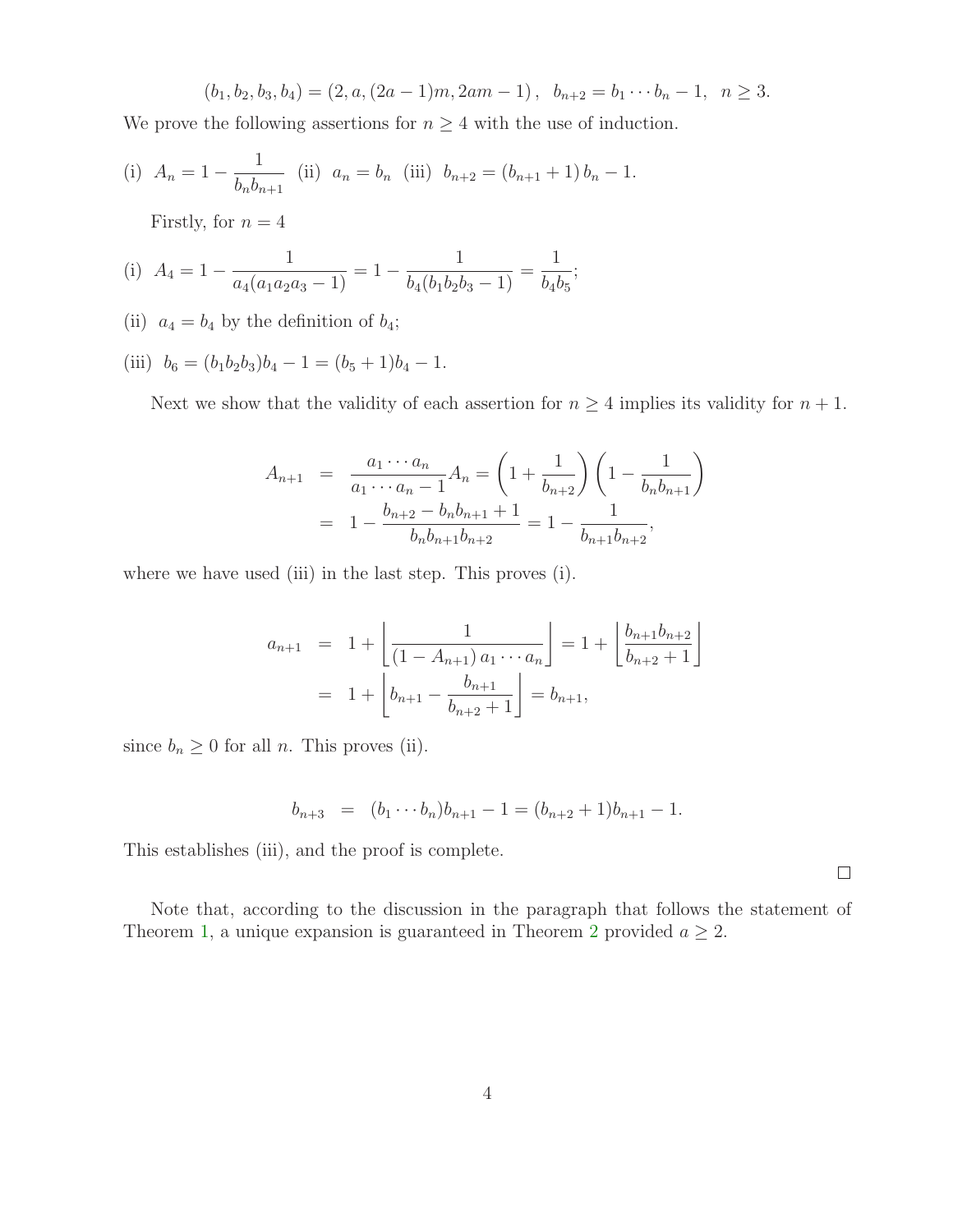$$(b_1, b_2, b_3, b_4) = (2, a, (2a-1)m, 2am-1), \quad b_{n+2} = b_1 \cdots b_n - 1, \quad n \geq 3.$$

We prove the following assertions for $n \geq 4$ with the use of induction.

(i) $A_n = 1 - \dfrac{1}{b_n b_{n+1}}$ (ii) $a_n = b_n$ (iii) $b_{n+2} = (b_{n+1}+1)\, b_n - 1$.

Firstly, for $n = 4$

(i) $A_4 = 1 - \dfrac{1}{a_4(a_1a_2a_3 - 1)} = 1 - \dfrac{1}{b_4(b_1b_2b_3 - 1)} = \dfrac{1}{b_4b_5}$;

(ii) $a_4 = b_4$ by the definition of $b_4$;

(iii) $b_6 = (b_1b_2b_3)b_4 - 1 = (b_5 + 1)b_4 - 1.$

Next we show that the validity of each assertion for $n \geq 4$ implies its validity for $n + 1$.

$$\begin{aligned} A_{n+1} &= \frac{a_1 \cdots a_n}{a_1 \cdots a_n - 1} A_n = \left(1 + \frac{1}{b_{n+2}}\right)\left(1 - \frac{1}{b_n b_{n+1}}\right) \\ &= 1 - \frac{b_{n+2} - b_n b_{n+1} + 1}{b_n b_{n+1} b_{n+2}} = 1 - \frac{1}{b_{n+1} b_{n+2}}, \end{aligned}$$

where we have used (iii) in the last step. This proves (i).

$$\begin{aligned} a_{n+1} &= 1 + \left\lfloor \frac{1}{(1 - A_{n+1})\, a_1 \cdots a_n} \right\rfloor = 1 + \left\lfloor \frac{b_{n+1} b_{n+2}}{b_{n+2} + 1} \right\rfloor \\ &= 1 + \left\lfloor b_{n+1} - \frac{b_{n+1}}{b_{n+2} + 1} \right\rfloor = b_{n+1}, \end{aligned}$$

since $b_n \geq 0$ for all $n$. This proves (ii).

$$b_{n+3} = (b_1 \cdots b_n) b_{n+1} - 1 = (b_{n+2} + 1) b_{n+1} - 1.$$

This establishes (iii), and the proof is complete.

□

Note that, according to the discussion in the paragraph that follows the statement of Theorem 1, a unique expansion is guaranteed in Theorem 2 provided $a \geq 2$.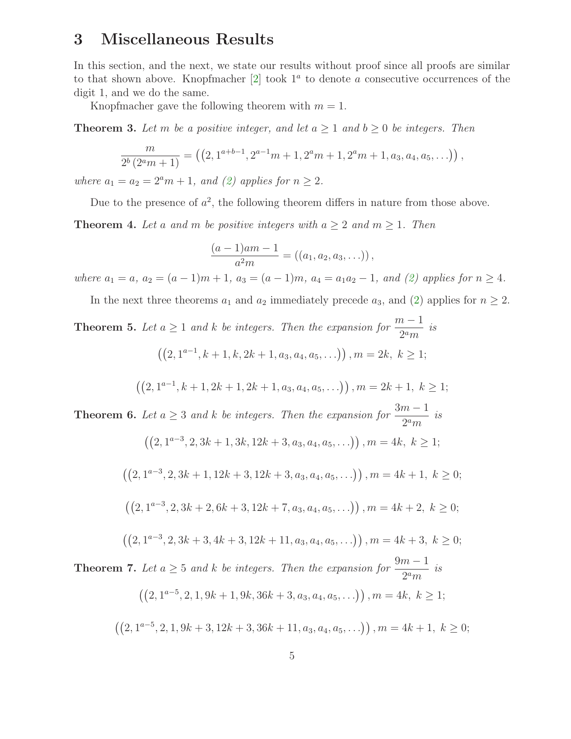## 3 Miscellaneous Results

In this section, and the next, we state our results without proof since all proofs are similar to that shown above. Knopfmacher [2] took $1^a$ to denote $a$ consecutive occurrences of the digit 1, and we do the same.

Knopfmacher gave the following theorem with $m = 1$.

**Theorem 3.** *Let $m$ be a positive integer, and let $a \geq 1$ and $b \geq 0$ be integers. Then*

$$\frac{m}{2^b\left(2^a m+1\right)} = \left(\left(2, 1^{a+b-1}, 2^{a-1}m+1, 2^a m+1, 2^a m+1, a_3, a_4, a_5, \ldots\right)\right),$$

*where $a_1 = a_2 = 2^a m + 1$, and (2) applies for $n \geq 2$.*

Due to the presence of $a^2$, the following theorem differs in nature from those above.

**Theorem 4.** *Let $a$ and $m$ be positive integers with $a \geq 2$ and $m \geq 1$. Then*

$$\frac{(a-1)am-1}{a^2 m} = \left(\left(a_1, a_2, a_3, \ldots\right)\right),$$

*where $a_1 = a$, $a_2 = (a-1)m+1$, $a_3 = (a-1)m$, $a_4 = a_1 a_2 - 1$, and (2) applies for $n \geq 4$.*

In the next three theorems $a_1$ and $a_2$ immediately precede $a_3$, and (2) applies for $n \geq 2$.

**Theorem 5.** *Let $a \geq 1$ and $k$ be integers. Then the expansion for $\dfrac{m-1}{2^a m}$ is*

$$\left(\left(2, 1^{a-1}, k+1, k, 2k+1, a_3, a_4, a_5, \ldots\right)\right), m = 2k,\ k \geq 1;$$

$$\left(\left(2, 1^{a-1}, k+1, 2k+1, 2k+1, a_3, a_4, a_5, \ldots\right)\right), m = 2k+1,\ k \geq 1;$$

**Theorem 6.** *Let $a \geq 3$ and $k$ be integers. Then the expansion for $\dfrac{3m-1}{2^a m}$ is*

$$\left(\left(2, 1^{a-3}, 2, 3k+1, 3k, 12k+3, a_3, a_4, a_5, \ldots\right)\right), m = 4k,\ k \geq 1;$$

$$\left(\left(2, 1^{a-3}, 2, 3k+1, 12k+3, 12k+3, a_3, a_4, a_5, \ldots\right)\right), m = 4k+1,\ k \geq 0;$$

$$\left(\left(2, 1^{a-3}, 2, 3k+2, 6k+3, 12k+7, a_3, a_4, a_5, \ldots\right)\right), m = 4k+2,\ k \geq 0;$$

$$\left(\left(2, 1^{a-3}, 2, 3k+3, 4k+3, 12k+11, a_3, a_4, a_5, \ldots\right)\right), m = 4k+3,\ k \geq 0;$$

**Theorem 7.** *Let $a \geq 5$ and $k$ be integers. Then the expansion for $\dfrac{9m-1}{2^a m}$ is*

$$\left(\left(2, 1^{a-5}, 2, 1, 9k+1, 9k, 36k+3, a_3, a_4, a_5, \ldots\right)\right), m = 4k,\ k \geq 1;$$

$$\left(\left(2, 1^{a-5}, 2, 1, 9k+3, 12k+3, 36k+11, a_3, a_4, a_5, \ldots\right)\right), m = 4k+1,\ k \geq 0;$$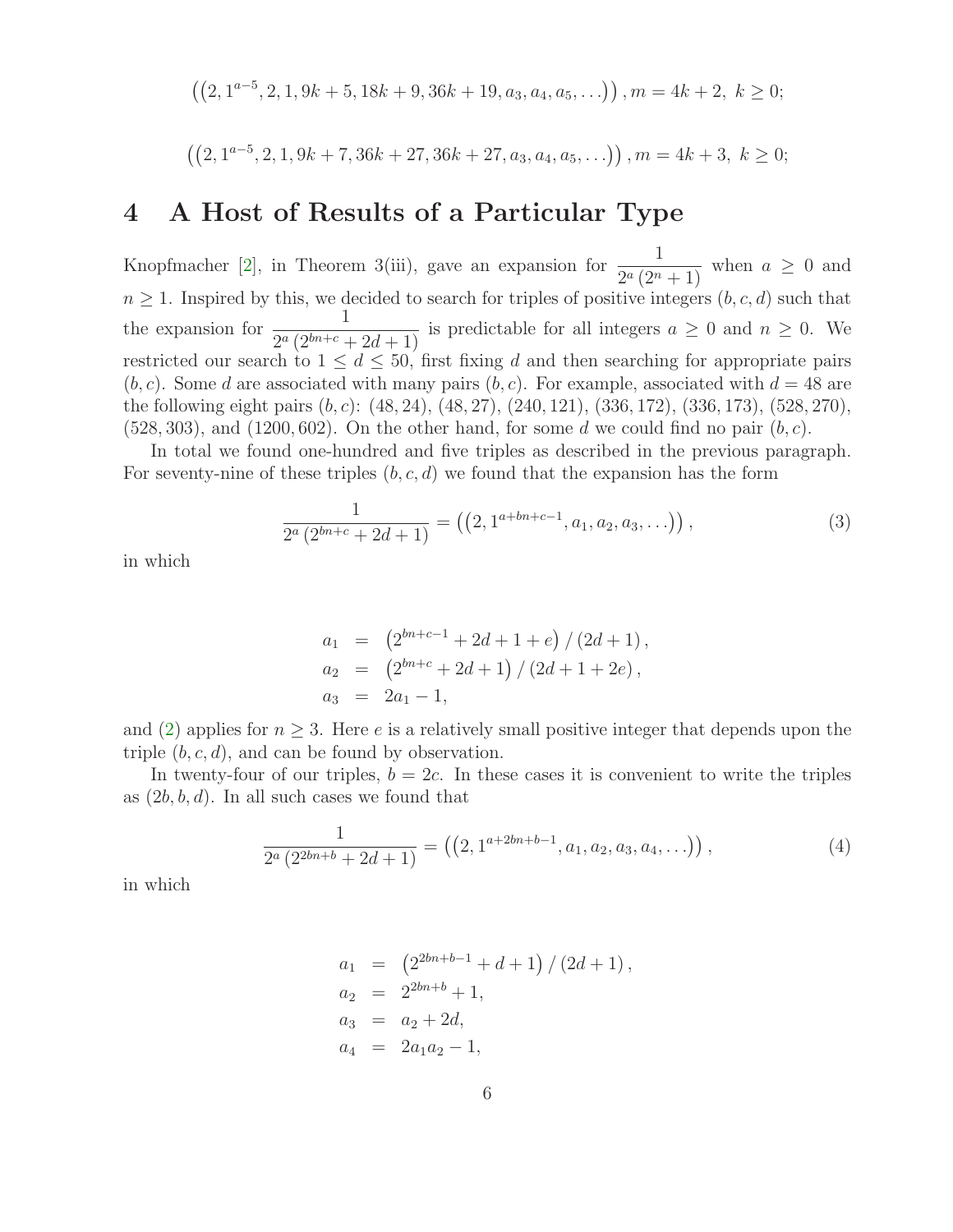$$\left(\left(2, 1^{a-5}, 2, 1, 9k+5, 18k+9, 36k+19, a_3, a_4, a_5, \ldots\right)\right), m = 4k+2,\ k \geq 0;$$

$$\left(\left(2, 1^{a-5}, 2, 1, 9k+7, 36k+27, 36k+27, a_3, a_4, a_5, \ldots\right)\right), m = 4k+3,\ k \geq 0;$$

# 4 A Host of Results of a Particular Type

Knopfmacher [2], in Theorem 3(iii), gave an expansion for $\dfrac{1}{2^a\left(2^n+1\right)}$ when $a \geq 0$ and $n \geq 1$. Inspired by this, we decided to search for triples of positive integers $(b, c, d)$ such that the expansion for $\dfrac{1}{2^a\left(2^{bn+c}+2d+1\right)}$ is predictable for all integers $a \geq 0$ and $n \geq 0$. We restricted our search to $1 \leq d \leq 50$, first fixing $d$ and then searching for appropriate pairs $(b, c)$. Some $d$ are associated with many pairs $(b, c)$. For example, associated with $d = 48$ are the following eight pairs $(b, c)$: $(48, 24)$, $(48, 27)$, $(240, 121)$, $(336, 172)$, $(336, 173)$, $(528, 270)$, $(528, 303)$, and $(1200, 602)$. On the other hand, for some $d$ we could find no pair $(b, c)$.

In total we found one-hundred and five triples as described in the previous paragraph. For seventy-nine of these triples $(b, c, d)$ we found that the expansion has the form

$$\frac{1}{2^a\left(2^{bn+c}+2d+1\right)} = \left(\left(2, 1^{a+bn+c-1}, a_1, a_2, a_3, \ldots\right)\right), \tag{3}$$

in which

$$\begin{aligned}
a_1 &= \left(2^{bn+c-1}+2d+1+e\right)/\left(2d+1\right), \\
a_2 &= \left(2^{bn+c}+2d+1\right)/\left(2d+1+2e\right), \\
a_3 &= 2a_1-1,
\end{aligned}$$

and (2) applies for $n \geq 3$. Here $e$ is a relatively small positive integer that depends upon the triple $(b, c, d)$, and can be found by observation.

In twenty-four of our triples, $b = 2c$. In these cases it is convenient to write the triples as $(2b, b, d)$. In all such cases we found that

$$\frac{1}{2^a\left(2^{2bn+b}+2d+1\right)} = \left(\left(2, 1^{a+2bn+b-1}, a_1, a_2, a_3, a_4, \ldots\right)\right), \tag{4}$$

in which

$$\begin{aligned}
a_1 &= \left(2^{2bn+b-1}+d+1\right)/\left(2d+1\right), \\
a_2 &= 2^{2bn+b}+1, \\
a_3 &= a_2+2d, \\
a_4 &= 2a_1a_2-1,
\end{aligned}$$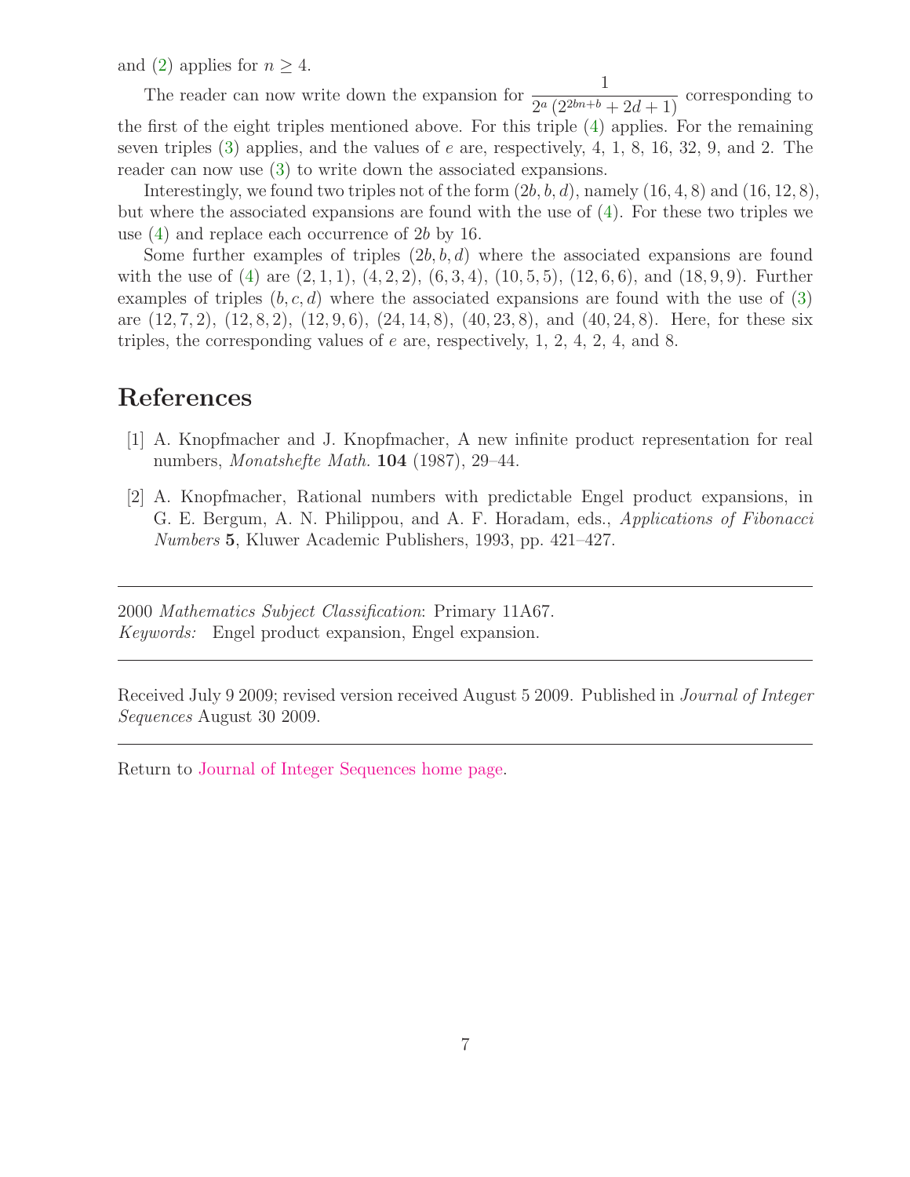and (2) applies for $n \geq 4$.

The reader can now write down the expansion for $\dfrac{1}{2^a\,(2^{2bn+b}+2d+1)}$ corresponding to the first of the eight triples mentioned above. For this triple (4) applies. For the remaining seven triples (3) applies, and the values of $e$ are, respectively, 4, 1, 8, 16, 32, 9, and 2. The reader can now use (3) to write down the associated expansions.

Interestingly, we found two triples not of the form $(2b, b, d)$, namely $(16, 4, 8)$ and $(16, 12, 8)$, but where the associated expansions are found with the use of (4). For these two triples we use (4) and replace each occurrence of $2b$ by 16.

Some further examples of triples $(2b, b, d)$ where the associated expansions are found with the use of (4) are $(2, 1, 1)$, $(4, 2, 2)$, $(6, 3, 4)$, $(10, 5, 5)$, $(12, 6, 6)$, and $(18, 9, 9)$. Further examples of triples $(b, c, d)$ where the associated expansions are found with the use of (3) are $(12, 7, 2)$, $(12, 8, 2)$, $(12, 9, 6)$, $(24, 14, 8)$, $(40, 23, 8)$, and $(40, 24, 8)$. Here, for these six triples, the corresponding values of $e$ are, respectively, 1, 2, 4, 2, 4, and 8.

# References

[1] A. Knopfmacher and J. Knopfmacher, A new infinite product representation for real numbers, *Monatshefte Math.* **104** (1987), 29–44.

[2] A. Knopfmacher, Rational numbers with predictable Engel product expansions, in G. E. Bergum, A. N. Philippou, and A. F. Horadam, eds., *Applications of Fibonacci Numbers* **5**, Kluwer Academic Publishers, 1993, pp. 421–427.

---

2000 *Mathematics Subject Classification*: Primary 11A67.
*Keywords:* Engel product expansion, Engel expansion.

---

Received July 9 2009; revised version received August 5 2009. Published in *Journal of Integer Sequences* August 30 2009.

---

Return to Journal of Integer Sequences home page.